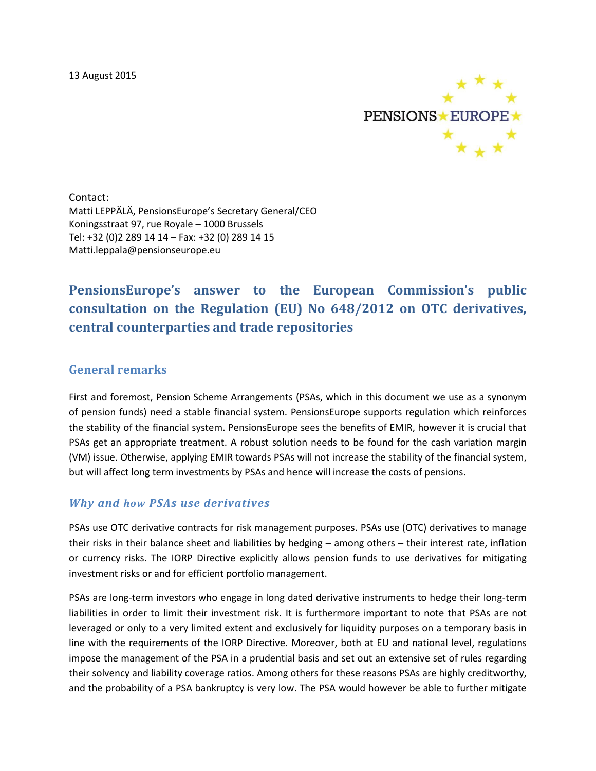13 August 2015

PENSIONS★EUROPE

Contact:
Matti LEPPÄLÄ, PensionsEurope's Secretary General/CEO
Koningsstraat 97, rue Royale – 1000 Brussels
Tel: +32 (0)2 289 14 14 – Fax: +32 (0) 289 14 15
Matti.leppala@pensionseurope.eu

# PensionsEurope's answer to the European Commission's public consultation on the Regulation (EU) No 648/2012 on OTC derivatives, central counterparties and trade repositories

## General remarks

First and foremost, Pension Scheme Arrangements (PSAs, which in this document we use as a synonym of pension funds) need a stable financial system. PensionsEurope supports regulation which reinforces the stability of the financial system. PensionsEurope sees the benefits of EMIR, however it is crucial that PSAs get an appropriate treatment. A robust solution needs to be found for the cash variation margin (VM) issue. Otherwise, applying EMIR towards PSAs will not increase the stability of the financial system, but will affect long term investments by PSAs and hence will increase the costs of pensions.

### *Why and how PSAs use derivatives*

PSAs use OTC derivative contracts for risk management purposes. PSAs use (OTC) derivatives to manage their risks in their balance sheet and liabilities by hedging – among others – their interest rate, inflation or currency risks. The IORP Directive explicitly allows pension funds to use derivatives for mitigating investment risks or and for efficient portfolio management.

PSAs are long-term investors who engage in long dated derivative instruments to hedge their long-term liabilities in order to limit their investment risk. It is furthermore important to note that PSAs are not leveraged or only to a very limited extent and exclusively for liquidity purposes on a temporary basis in line with the requirements of the IORP Directive. Moreover, both at EU and national level, regulations impose the management of the PSA in a prudential basis and set out an extensive set of rules regarding their solvency and liability coverage ratios. Among others for these reasons PSAs are highly creditworthy, and the probability of a PSA bankruptcy is very low. The PSA would however be able to further mitigate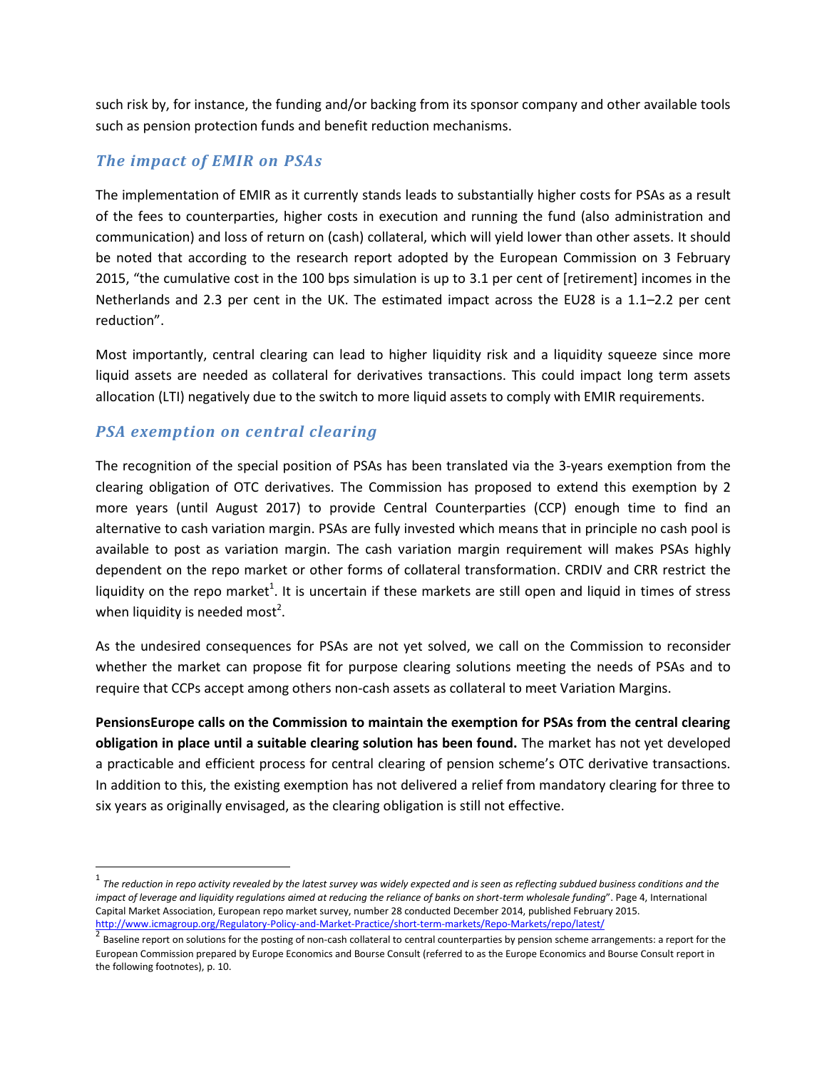such risk by, for instance, the funding and/or backing from its sponsor company and other available tools such as pension protection funds and benefit reduction mechanisms.

## *The impact of EMIR on PSAs*

The implementation of EMIR as it currently stands leads to substantially higher costs for PSAs as a result of the fees to counterparties, higher costs in execution and running the fund (also administration and communication) and loss of return on (cash) collateral, which will yield lower than other assets. It should be noted that according to the research report adopted by the European Commission on 3 February 2015, "the cumulative cost in the 100 bps simulation is up to 3.1 per cent of [retirement] incomes in the Netherlands and 2.3 per cent in the UK. The estimated impact across the EU28 is a 1.1–2.2 per cent reduction".

Most importantly, central clearing can lead to higher liquidity risk and a liquidity squeeze since more liquid assets are needed as collateral for derivatives transactions. This could impact long term assets allocation (LTI) negatively due to the switch to more liquid assets to comply with EMIR requirements.

## *PSA exemption on central clearing*

The recognition of the special position of PSAs has been translated via the 3-years exemption from the clearing obligation of OTC derivatives. The Commission has proposed to extend this exemption by 2 more years (until August 2017) to provide Central Counterparties (CCP) enough time to find an alternative to cash variation margin. PSAs are fully invested which means that in principle no cash pool is available to post as variation margin. The cash variation margin requirement will makes PSAs highly dependent on the repo market or other forms of collateral transformation. CRDIV and CRR restrict the liquidity on the repo market[1]. It is uncertain if these markets are still open and liquid in times of stress when liquidity is needed most[2].

As the undesired consequences for PSAs are not yet solved, we call on the Commission to reconsider whether the market can propose fit for purpose clearing solutions meeting the needs of PSAs and to require that CCPs accept among others non-cash assets as collateral to meet Variation Margins.

**PensionsEurope calls on the Commission to maintain the exemption for PSAs from the central clearing obligation in place until a suitable clearing solution has been found.** The market has not yet developed a practicable and efficient process for central clearing of pension scheme's OTC derivative transactions. In addition to this, the existing exemption has not delivered a relief from mandatory clearing for three to six years as originally envisaged, as the clearing obligation is still not effective.

---

[1] *The reduction in repo activity revealed by the latest survey was widely expected and is seen as reflecting subdued business conditions and the impact of leverage and liquidity regulations aimed at reducing the reliance of banks on short-term wholesale funding*". Page 4, International Capital Market Association, European repo market survey, number 28 conducted December 2014, published February 2015. http://www.icmagroup.org/Regulatory-Policy-and-Market-Practice/short-term-markets/Repo-Markets/repo/latest/

[2] Baseline report on solutions for the posting of non-cash collateral to central counterparties by pension scheme arrangements: a report for the European Commission prepared by Europe Economics and Bourse Consult (referred to as the Europe Economics and Bourse Consult report in the following footnotes), p. 10.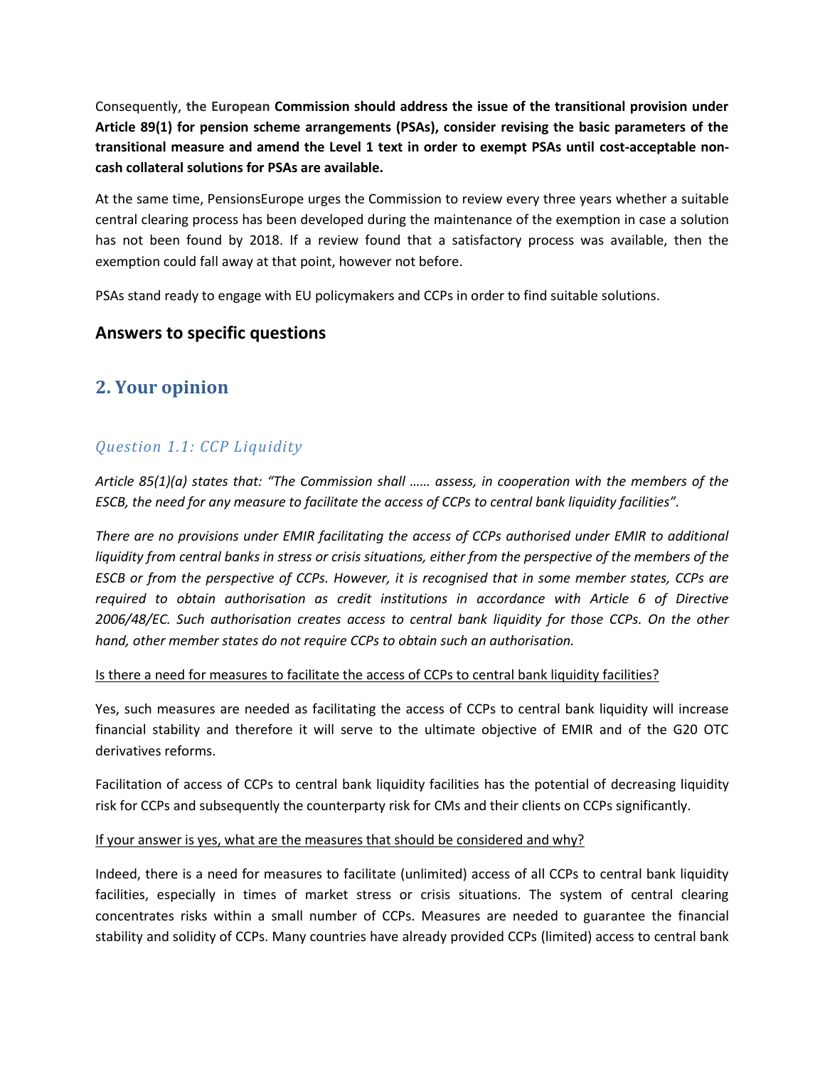Consequently, **the European Commission should address the issue of the transitional provision under Article 89(1) for pension scheme arrangements (PSAs), consider revising the basic parameters of the transitional measure and amend the Level 1 text in order to exempt PSAs until cost-acceptable non-cash collateral solutions for PSAs are available.**

At the same time, PensionsEurope urges the Commission to review every three years whether a suitable central clearing process has been developed during the maintenance of the exemption in case a solution has not been found by 2018. If a review found that a satisfactory process was available, then the exemption could fall away at that point, however not before.

PSAs stand ready to engage with EU policymakers and CCPs in order to find suitable solutions.

## Answers to specific questions

## 2. Your opinion

### *Question 1.1: CCP Liquidity*

*Article 85(1)(a) states that: "The Commission shall …… assess, in cooperation with the members of the ESCB, the need for any measure to facilitate the access of CCPs to central bank liquidity facilities".*

*There are no provisions under EMIR facilitating the access of CCPs authorised under EMIR to additional liquidity from central banks in stress or crisis situations, either from the perspective of the members of the ESCB or from the perspective of CCPs. However, it is recognised that in some member states, CCPs are required to obtain authorisation as credit institutions in accordance with Article 6 of Directive 2006/48/EC. Such authorisation creates access to central bank liquidity for those CCPs. On the other hand, other member states do not require CCPs to obtain such an authorisation.*

<u>Is there a need for measures to facilitate the access of CCPs to central bank liquidity facilities?</u>

Yes, such measures are needed as facilitating the access of CCPs to central bank liquidity will increase financial stability and therefore it will serve to the ultimate objective of EMIR and of the G20 OTC derivatives reforms.

Facilitation of access of CCPs to central bank liquidity facilities has the potential of decreasing liquidity risk for CCPs and subsequently the counterparty risk for CMs and their clients on CCPs significantly.

<u>If your answer is yes, what are the measures that should be considered and why?</u>

Indeed, there is a need for measures to facilitate (unlimited) access of all CCPs to central bank liquidity facilities, especially in times of market stress or crisis situations. The system of central clearing concentrates risks within a small number of CCPs. Measures are needed to guarantee the financial stability and solidity of CCPs. Many countries have already provided CCPs (limited) access to central bank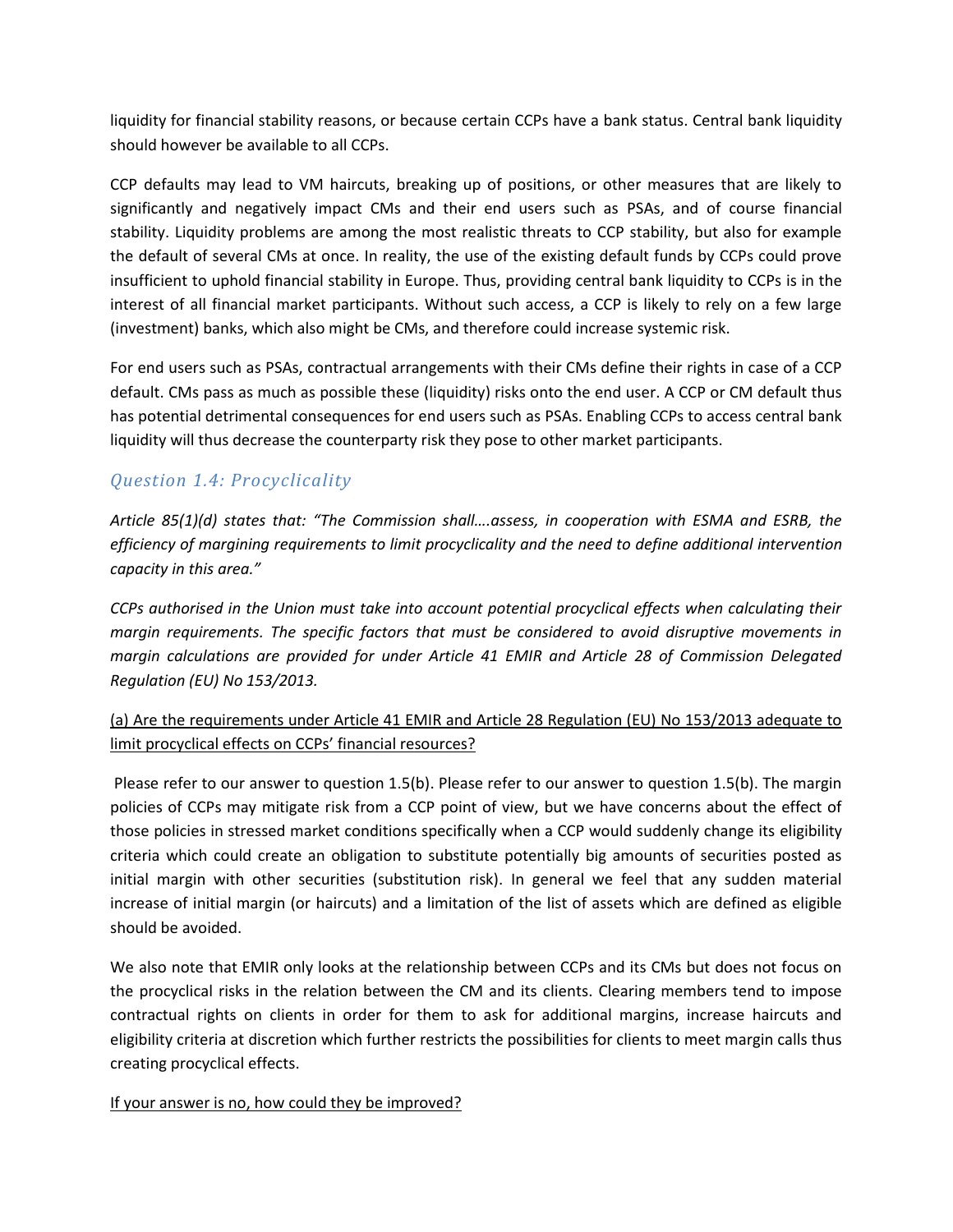liquidity for financial stability reasons, or because certain CCPs have a bank status. Central bank liquidity should however be available to all CCPs.

CCP defaults may lead to VM haircuts, breaking up of positions, or other measures that are likely to significantly and negatively impact CMs and their end users such as PSAs, and of course financial stability. Liquidity problems are among the most realistic threats to CCP stability, but also for example the default of several CMs at once. In reality, the use of the existing default funds by CCPs could prove insufficient to uphold financial stability in Europe. Thus, providing central bank liquidity to CCPs is in the interest of all financial market participants. Without such access, a CCP is likely to rely on a few large (investment) banks, which also might be CMs, and therefore could increase systemic risk.

For end users such as PSAs, contractual arrangements with their CMs define their rights in case of a CCP default. CMs pass as much as possible these (liquidity) risks onto the end user. A CCP or CM default thus has potential detrimental consequences for end users such as PSAs. Enabling CCPs to access central bank liquidity will thus decrease the counterparty risk they pose to other market participants.

## *Question 1.4: Procyclicality*

*Article 85(1)(d) states that: "The Commission shall….assess, in cooperation with ESMA and ESRB, the efficiency of margining requirements to limit procyclicality and the need to define additional intervention capacity in this area."*

*CCPs authorised in the Union must take into account potential procyclical effects when calculating their margin requirements. The specific factors that must be considered to avoid disruptive movements in margin calculations are provided for under Article 41 EMIR and Article 28 of Commission Delegated Regulation (EU) No 153/2013.*

<u>(a) Are the requirements under Article 41 EMIR and Article 28 Regulation (EU) No 153/2013 adequate to limit procyclical effects on CCPs' financial resources?</u>

Please refer to our answer to question 1.5(b). Please refer to our answer to question 1.5(b). The margin policies of CCPs may mitigate risk from a CCP point of view, but we have concerns about the effect of those policies in stressed market conditions specifically when a CCP would suddenly change its eligibility criteria which could create an obligation to substitute potentially big amounts of securities posted as initial margin with other securities (substitution risk). In general we feel that any sudden material increase of initial margin (or haircuts) and a limitation of the list of assets which are defined as eligible should be avoided.

We also note that EMIR only looks at the relationship between CCPs and its CMs but does not focus on the procyclical risks in the relation between the CM and its clients. Clearing members tend to impose contractual rights on clients in order for them to ask for additional margins, increase haircuts and eligibility criteria at discretion which further restricts the possibilities for clients to meet margin calls thus creating procyclical effects.

<u>If your answer is no, how could they be improved?</u>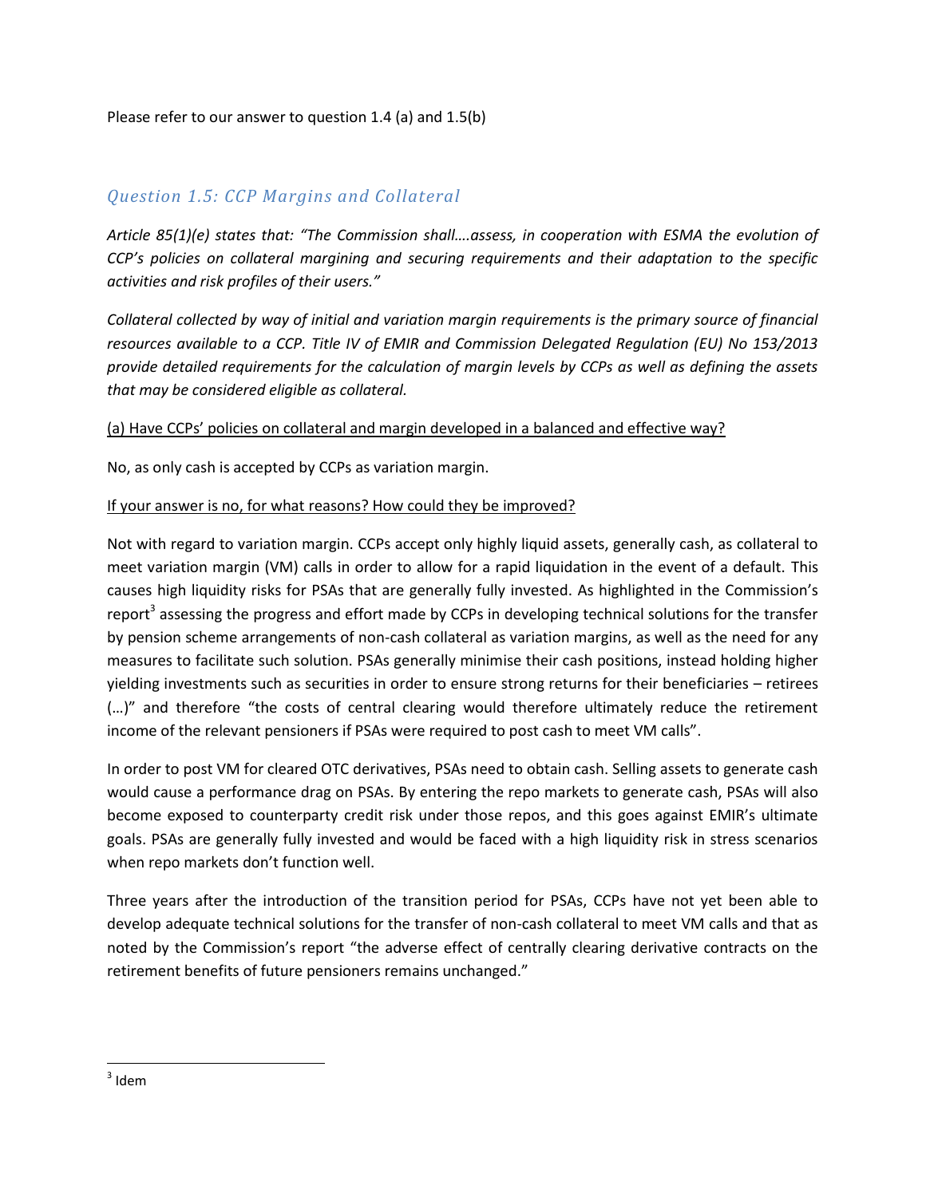Please refer to our answer to question 1.4 (a) and 1.5(b)

### *Question 1.5: CCP Margins and Collateral*

*Article 85(1)(e) states that: "The Commission shall….assess, in cooperation with ESMA the evolution of CCP's policies on collateral margining and securing requirements and their adaptation to the specific activities and risk profiles of their users."*

*Collateral collected by way of initial and variation margin requirements is the primary source of financial resources available to a CCP. Title IV of EMIR and Commission Delegated Regulation (EU) No 153/2013 provide detailed requirements for the calculation of margin levels by CCPs as well as defining the assets that may be considered eligible as collateral.*

(a) Have CCPs' policies on collateral and margin developed in a balanced and effective way?

No, as only cash is accepted by CCPs as variation margin.

If your answer is no, for what reasons? How could they be improved?

Not with regard to variation margin. CCPs accept only highly liquid assets, generally cash, as collateral to meet variation margin (VM) calls in order to allow for a rapid liquidation in the event of a default. This causes high liquidity risks for PSAs that are generally fully invested. As highlighted in the Commission's report[3] assessing the progress and effort made by CCPs in developing technical solutions for the transfer by pension scheme arrangements of non-cash collateral as variation margins, as well as the need for any measures to facilitate such solution. PSAs generally minimise their cash positions, instead holding higher yielding investments such as securities in order to ensure strong returns for their beneficiaries – retirees (…)" and therefore "the costs of central clearing would therefore ultimately reduce the retirement income of the relevant pensioners if PSAs were required to post cash to meet VM calls".

In order to post VM for cleared OTC derivatives, PSAs need to obtain cash. Selling assets to generate cash would cause a performance drag on PSAs. By entering the repo markets to generate cash, PSAs will also become exposed to counterparty credit risk under those repos, and this goes against EMIR's ultimate goals. PSAs are generally fully invested and would be faced with a high liquidity risk in stress scenarios when repo markets don't function well.

Three years after the introduction of the transition period for PSAs, CCPs have not yet been able to develop adequate technical solutions for the transfer of non-cash collateral to meet VM calls and that as noted by the Commission's report "the adverse effect of centrally clearing derivative contracts on the retirement benefits of future pensioners remains unchanged."

[3] Idem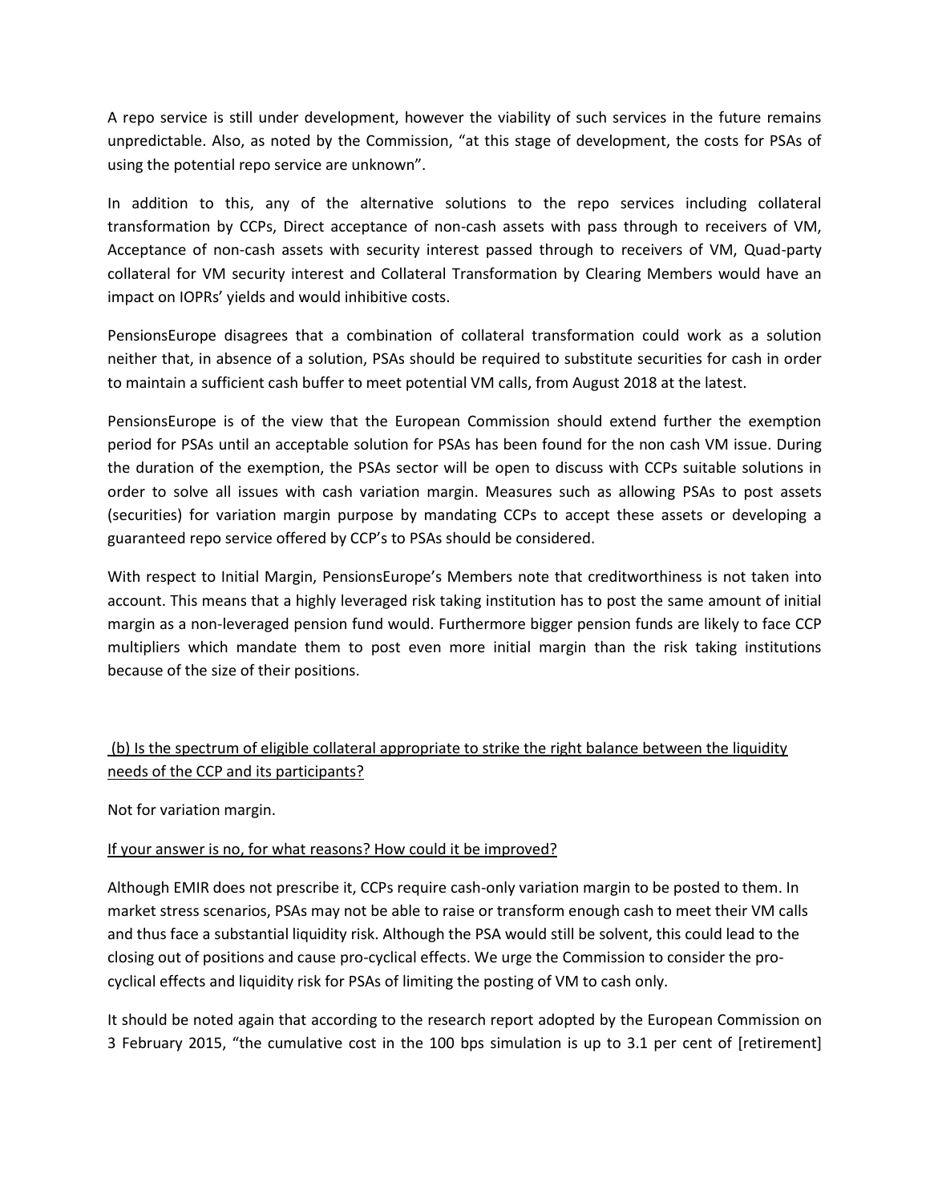A repo service is still under development, however the viability of such services in the future remains unpredictable. Also, as noted by the Commission, "at this stage of development, the costs for PSAs of using the potential repo service are unknown".

In addition to this, any of the alternative solutions to the repo services including collateral transformation by CCPs, Direct acceptance of non-cash assets with pass through to receivers of VM, Acceptance of non-cash assets with security interest passed through to receivers of VM, Quad-party collateral for VM security interest and Collateral Transformation by Clearing Members would have an impact on IOPRs' yields and would inhibitive costs.

PensionsEurope disagrees that a combination of collateral transformation could work as a solution neither that, in absence of a solution, PSAs should be required to substitute securities for cash in order to maintain a sufficient cash buffer to meet potential VM calls, from August 2018 at the latest.

PensionsEurope is of the view that the European Commission should extend further the exemption period for PSAs until an acceptable solution for PSAs has been found for the non cash VM issue. During the duration of the exemption, the PSAs sector will be open to discuss with CCPs suitable solutions in order to solve all issues with cash variation margin. Measures such as allowing PSAs to post assets (securities) for variation margin purpose by mandating CCPs to accept these assets or developing a guaranteed repo service offered by CCP's to PSAs should be considered.

With respect to Initial Margin, PensionsEurope's Members note that creditworthiness is not taken into account. This means that a highly leveraged risk taking institution has to post the same amount of initial margin as a non-leveraged pension fund would. Furthermore bigger pension funds are likely to face CCP multipliers which mandate them to post even more initial margin than the risk taking institutions because of the size of their positions.

<u>(b) Is the spectrum of eligible collateral appropriate to strike the right balance between the liquidity needs of the CCP and its participants?</u>

Not for variation margin.

<u>If your answer is no, for what reasons? How could it be improved?</u>

Although EMIR does not prescribe it, CCPs require cash-only variation margin to be posted to them. In market stress scenarios, PSAs may not be able to raise or transform enough cash to meet their VM calls and thus face a substantial liquidity risk. Although the PSA would still be solvent, this could lead to the closing out of positions and cause pro-cyclical effects. We urge the Commission to consider the pro-cyclical effects and liquidity risk for PSAs of limiting the posting of VM to cash only.

It should be noted again that according to the research report adopted by the European Commission on 3 February 2015, "the cumulative cost in the 100 bps simulation is up to 3.1 per cent of [retirement]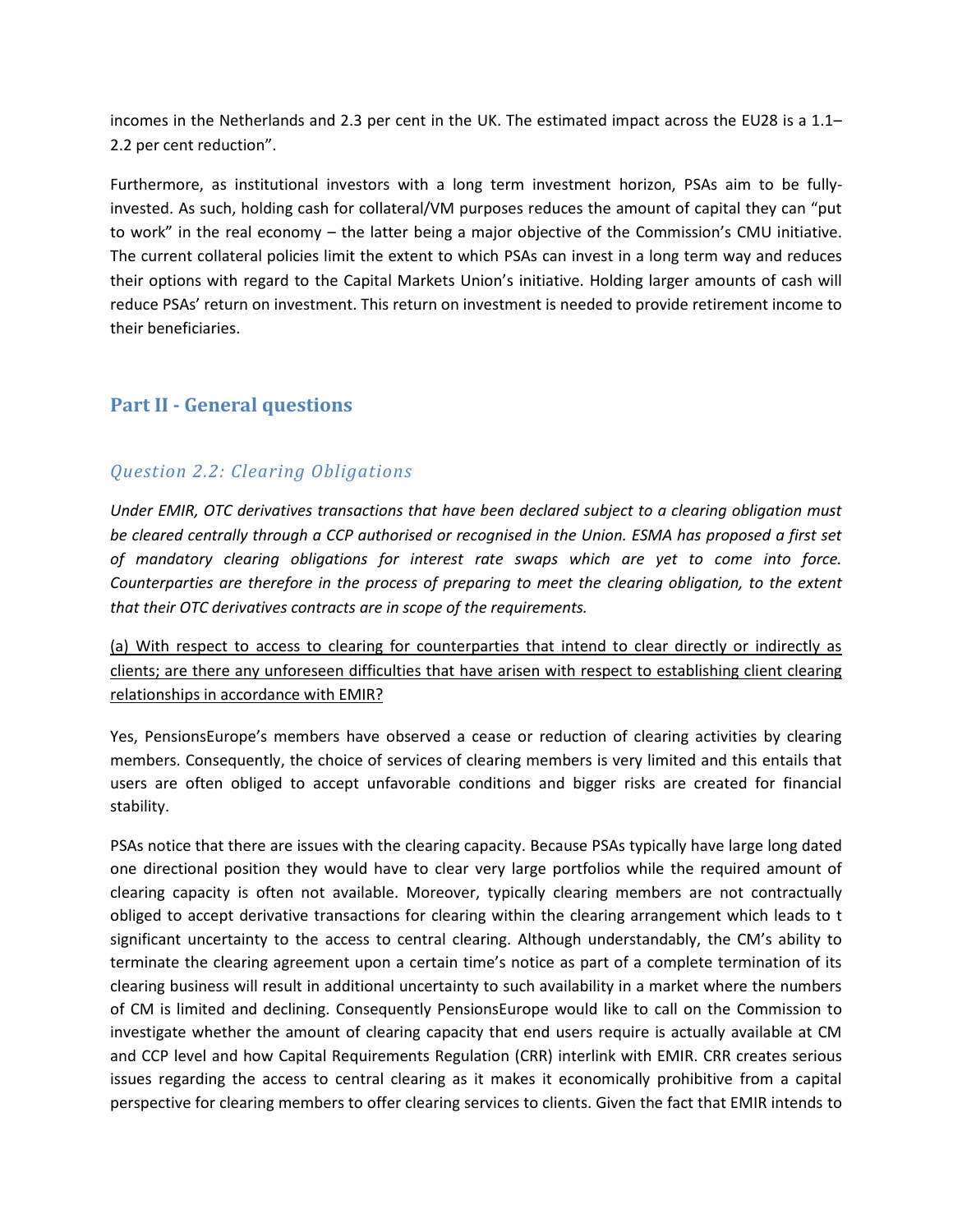incomes in the Netherlands and 2.3 per cent in the UK. The estimated impact across the EU28 is a 1.1–2.2 per cent reduction".

Furthermore, as institutional investors with a long term investment horizon, PSAs aim to be fully-invested. As such, holding cash for collateral/VM purposes reduces the amount of capital they can "put to work" in the real economy – the latter being a major objective of the Commission's CMU initiative. The current collateral policies limit the extent to which PSAs can invest in a long term way and reduces their options with regard to the Capital Markets Union's initiative. Holding larger amounts of cash will reduce PSAs' return on investment. This return on investment is needed to provide retirement income to their beneficiaries.

## Part II - General questions

### *Question 2.2: Clearing Obligations*

*Under EMIR, OTC derivatives transactions that have been declared subject to a clearing obligation must be cleared centrally through a CCP authorised or recognised in the Union. ESMA has proposed a first set of mandatory clearing obligations for interest rate swaps which are yet to come into force. Counterparties are therefore in the process of preparing to meet the clearing obligation, to the extent that their OTC derivatives contracts are in scope of the requirements.*

<u>(a) With respect to access to clearing for counterparties that intend to clear directly or indirectly as clients; are there any unforeseen difficulties that have arisen with respect to establishing client clearing relationships in accordance with EMIR?</u>

Yes, PensionsEurope's members have observed a cease or reduction of clearing activities by clearing members. Consequently, the choice of services of clearing members is very limited and this entails that users are often obliged to accept unfavorable conditions and bigger risks are created for financial stability.

PSAs notice that there are issues with the clearing capacity. Because PSAs typically have large long dated one directional position they would have to clear very large portfolios while the required amount of clearing capacity is often not available. Moreover, typically clearing members are not contractually obliged to accept derivative transactions for clearing within the clearing arrangement which leads to t significant uncertainty to the access to central clearing. Although understandably, the CM's ability to terminate the clearing agreement upon a certain time's notice as part of a complete termination of its clearing business will result in additional uncertainty to such availability in a market where the numbers of CM is limited and declining. Consequently PensionsEurope would like to call on the Commission to investigate whether the amount of clearing capacity that end users require is actually available at CM and CCP level and how Capital Requirements Regulation (CRR) interlink with EMIR. CRR creates serious issues regarding the access to central clearing as it makes it economically prohibitive from a capital perspective for clearing members to offer clearing services to clients. Given the fact that EMIR intends to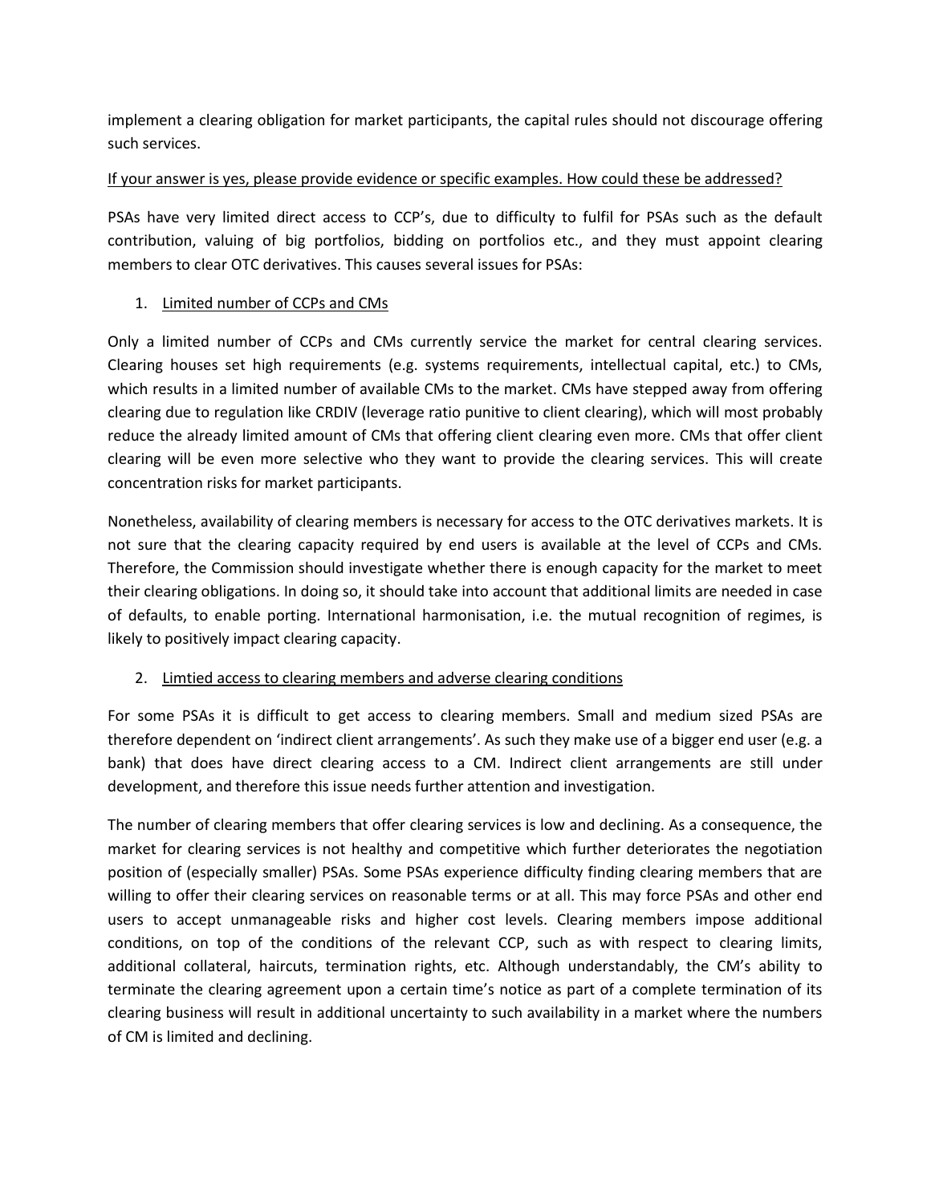implement a clearing obligation for market participants, the capital rules should not discourage offering such services.

<u>If your answer is yes, please provide evidence or specific examples. How could these be addressed?</u>

PSAs have very limited direct access to CCP's, due to difficulty to fulfil for PSAs such as the default contribution, valuing of big portfolios, bidding on portfolios etc., and they must appoint clearing members to clear OTC derivatives. This causes several issues for PSAs:

1. <u>Limited number of CCPs and CMs</u>

Only a limited number of CCPs and CMs currently service the market for central clearing services. Clearing houses set high requirements (e.g. systems requirements, intellectual capital, etc.) to CMs, which results in a limited number of available CMs to the market. CMs have stepped away from offering clearing due to regulation like CRDIV (leverage ratio punitive to client clearing), which will most probably reduce the already limited amount of CMs that offering client clearing even more. CMs that offer client clearing will be even more selective who they want to provide the clearing services. This will create concentration risks for market participants.

Nonetheless, availability of clearing members is necessary for access to the OTC derivatives markets. It is not sure that the clearing capacity required by end users is available at the level of CCPs and CMs. Therefore, the Commission should investigate whether there is enough capacity for the market to meet their clearing obligations. In doing so, it should take into account that additional limits are needed in case of defaults, to enable porting. International harmonisation, i.e. the mutual recognition of regimes, is likely to positively impact clearing capacity.

2. <u>Limtied access to clearing members and adverse clearing conditions</u>

For some PSAs it is difficult to get access to clearing members. Small and medium sized PSAs are therefore dependent on 'indirect client arrangements'. As such they make use of a bigger end user (e.g. a bank) that does have direct clearing access to a CM. Indirect client arrangements are still under development, and therefore this issue needs further attention and investigation.

The number of clearing members that offer clearing services is low and declining. As a consequence, the market for clearing services is not healthy and competitive which further deteriorates the negotiation position of (especially smaller) PSAs. Some PSAs experience difficulty finding clearing members that are willing to offer their clearing services on reasonable terms or at all. This may force PSAs and other end users to accept unmanageable risks and higher cost levels. Clearing members impose additional conditions, on top of the conditions of the relevant CCP, such as with respect to clearing limits, additional collateral, haircuts, termination rights, etc. Although understandably, the CM's ability to terminate the clearing agreement upon a certain time's notice as part of a complete termination of its clearing business will result in additional uncertainty to such availability in a market where the numbers of CM is limited and declining.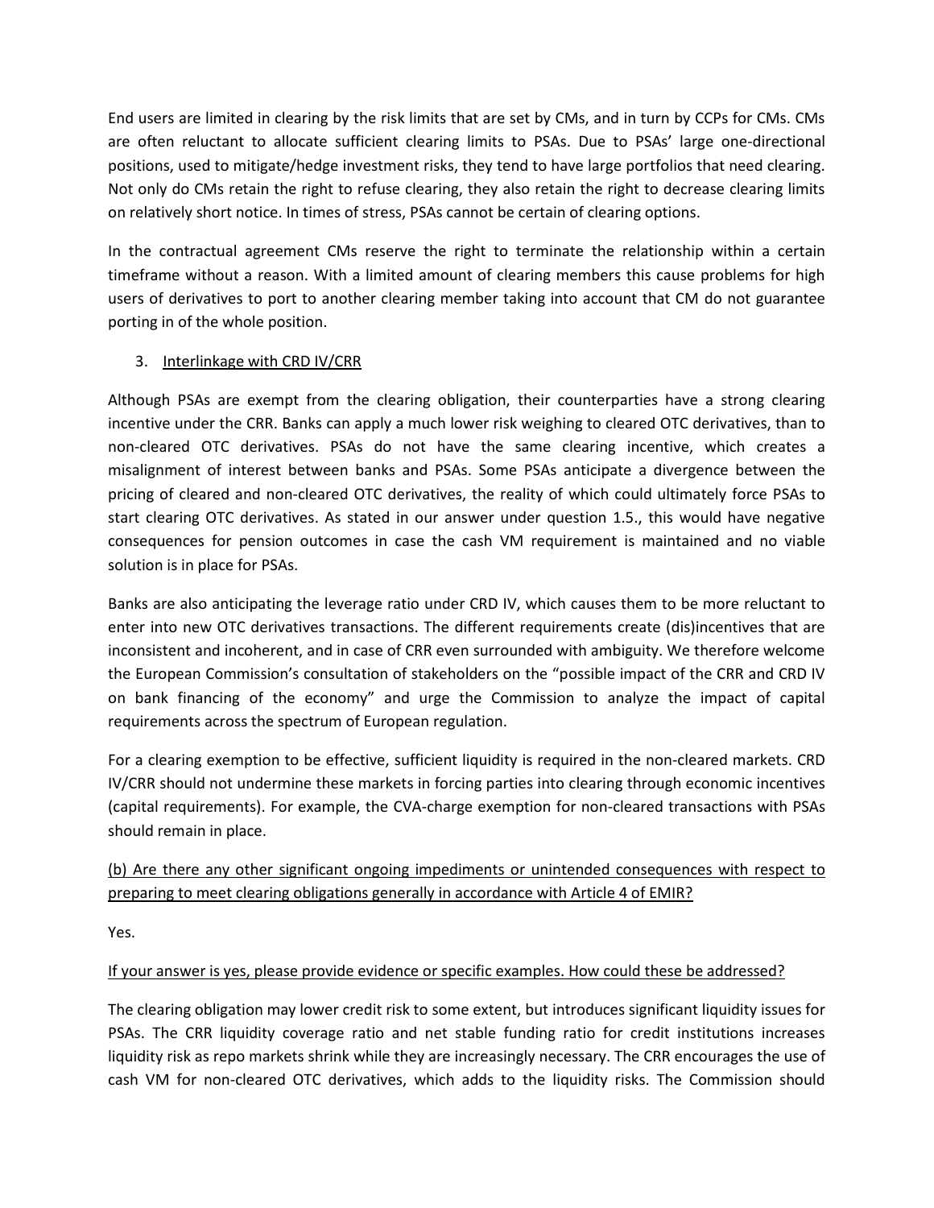End users are limited in clearing by the risk limits that are set by CMs, and in turn by CCPs for CMs. CMs are often reluctant to allocate sufficient clearing limits to PSAs. Due to PSAs' large one-directional positions, used to mitigate/hedge investment risks, they tend to have large portfolios that need clearing. Not only do CMs retain the right to refuse clearing, they also retain the right to decrease clearing limits on relatively short notice. In times of stress, PSAs cannot be certain of clearing options.

In the contractual agreement CMs reserve the right to terminate the relationship within a certain timeframe without a reason. With a limited amount of clearing members this cause problems for high users of derivatives to port to another clearing member taking into account that CM do not guarantee porting in of the whole position.

3. <u>Interlinkage with CRD IV/CRR</u>

Although PSAs are exempt from the clearing obligation, their counterparties have a strong clearing incentive under the CRR. Banks can apply a much lower risk weighing to cleared OTC derivatives, than to non-cleared OTC derivatives. PSAs do not have the same clearing incentive, which creates a misalignment of interest between banks and PSAs. Some PSAs anticipate a divergence between the pricing of cleared and non-cleared OTC derivatives, the reality of which could ultimately force PSAs to start clearing OTC derivatives. As stated in our answer under question 1.5., this would have negative consequences for pension outcomes in case the cash VM requirement is maintained and no viable solution is in place for PSAs.

Banks are also anticipating the leverage ratio under CRD IV, which causes them to be more reluctant to enter into new OTC derivatives transactions. The different requirements create (dis)incentives that are inconsistent and incoherent, and in case of CRR even surrounded with ambiguity. We therefore welcome the European Commission's consultation of stakeholders on the "possible impact of the CRR and CRD IV on bank financing of the economy" and urge the Commission to analyze the impact of capital requirements across the spectrum of European regulation.

For a clearing exemption to be effective, sufficient liquidity is required in the non-cleared markets. CRD IV/CRR should not undermine these markets in forcing parties into clearing through economic incentives (capital requirements). For example, the CVA-charge exemption for non-cleared transactions with PSAs should remain in place.

<u>(b) Are there any other significant ongoing impediments or unintended consequences with respect to preparing to meet clearing obligations generally in accordance with Article 4 of EMIR?</u>

Yes.

<u>If your answer is yes, please provide evidence or specific examples. How could these be addressed?</u>

The clearing obligation may lower credit risk to some extent, but introduces significant liquidity issues for PSAs. The CRR liquidity coverage ratio and net stable funding ratio for credit institutions increases liquidity risk as repo markets shrink while they are increasingly necessary. The CRR encourages the use of cash VM for non-cleared OTC derivatives, which adds to the liquidity risks. The Commission should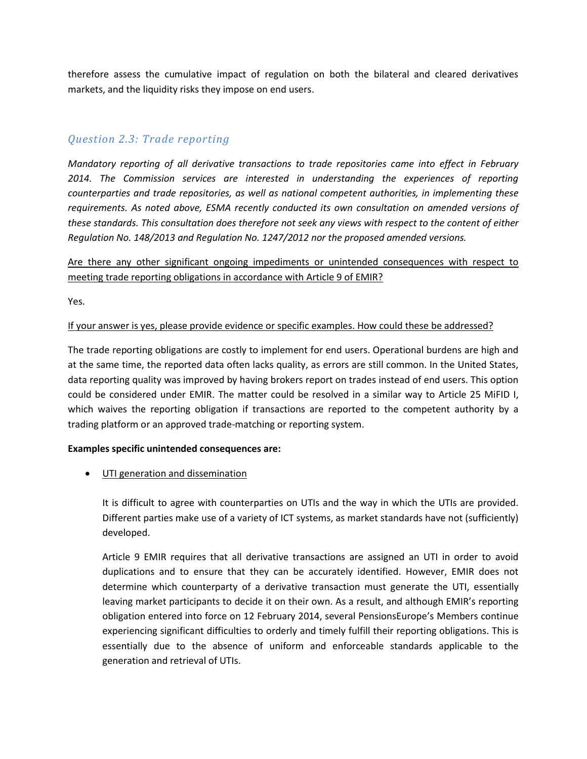therefore assess the cumulative impact of regulation on both the bilateral and cleared derivatives markets, and the liquidity risks they impose on end users.

### *Question 2.3: Trade reporting*

*Mandatory reporting of all derivative transactions to trade repositories came into effect in February 2014. The Commission services are interested in understanding the experiences of reporting counterparties and trade repositories, as well as national competent authorities, in implementing these requirements. As noted above, ESMA recently conducted its own consultation on amended versions of these standards. This consultation does therefore not seek any views with respect to the content of either Regulation No. 148/2013 and Regulation No. 1247/2012 nor the proposed amended versions.*

<u>Are there any other significant ongoing impediments or unintended consequences with respect to meeting trade reporting obligations in accordance with Article 9 of EMIR?</u>

Yes.

<u>If your answer is yes, please provide evidence or specific examples. How could these be addressed?</u>

The trade reporting obligations are costly to implement for end users. Operational burdens are high and at the same time, the reported data often lacks quality, as errors are still common. In the United States, data reporting quality was improved by having brokers report on trades instead of end users. This option could be considered under EMIR. The matter could be resolved in a similar way to Article 25 MiFID I, which waives the reporting obligation if transactions are reported to the competent authority by a trading platform or an approved trade-matching or reporting system.

**Examples specific unintended consequences are:**

- <u>UTI generation and dissemination</u>

  It is difficult to agree with counterparties on UTIs and the way in which the UTIs are provided. Different parties make use of a variety of ICT systems, as market standards have not (sufficiently) developed.

  Article 9 EMIR requires that all derivative transactions are assigned an UTI in order to avoid duplications and to ensure that they can be accurately identified. However, EMIR does not determine which counterparty of a derivative transaction must generate the UTI, essentially leaving market participants to decide it on their own. As a result, and although EMIR's reporting obligation entered into force on 12 February 2014, several PensionsEurope's Members continue experiencing significant difficulties to orderly and timely fulfill their reporting obligations. This is essentially due to the absence of uniform and enforceable standards applicable to the generation and retrieval of UTIs.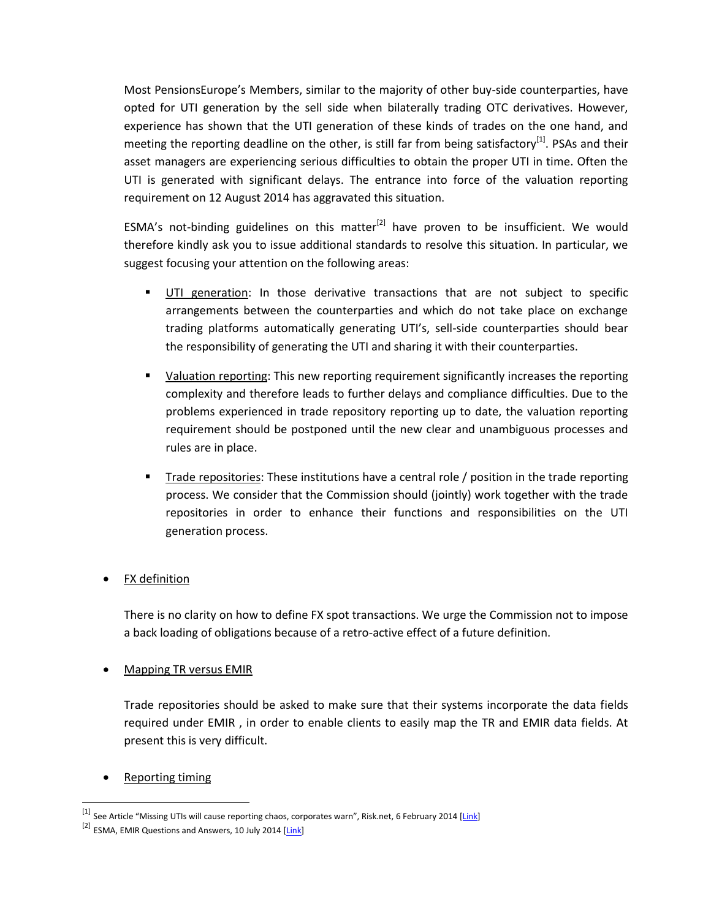Most PensionsEurope's Members, similar to the majority of other buy-side counterparties, have opted for UTI generation by the sell side when bilaterally trading OTC derivatives. However, experience has shown that the UTI generation of these kinds of trades on the one hand, and meeting the reporting deadline on the other, is still far from being satisfactory[1]. PSAs and their asset managers are experiencing serious difficulties to obtain the proper UTI in time. Often the UTI is generated with significant delays. The entrance into force of the valuation reporting requirement on 12 August 2014 has aggravated this situation.

ESMA's not-binding guidelines on this matter[2] have proven to be insufficient. We would therefore kindly ask you to issue additional standards to resolve this situation. In particular, we suggest focusing your attention on the following areas:

- UTI generation: In those derivative transactions that are not subject to specific arrangements between the counterparties and which do not take place on exchange trading platforms automatically generating UTI's, sell-side counterparties should bear the responsibility of generating the UTI and sharing it with their counterparties.
- Valuation reporting: This new reporting requirement significantly increases the reporting complexity and therefore leads to further delays and compliance difficulties. Due to the problems experienced in trade repository reporting up to date, the valuation reporting requirement should be postponed until the new clear and unambiguous processes and rules are in place.
- Trade repositories: These institutions have a central role / position in the trade reporting process. We consider that the Commission should (jointly) work together with the trade repositories in order to enhance their functions and responsibilities on the UTI generation process.

- FX definition

  There is no clarity on how to define FX spot transactions. We urge the Commission not to impose a back loading of obligations because of a retro-active effect of a future definition.

- Mapping TR versus EMIR

  Trade repositories should be asked to make sure that their systems incorporate the data fields required under EMIR , in order to enable clients to easily map the TR and EMIR data fields. At present this is very difficult.

- Reporting timing

[1] See Article "Missing UTIs will cause reporting chaos, corporates warn", Risk.net, 6 February 2014 [Link]

[2] ESMA, EMIR Questions and Answers, 10 July 2014 [Link]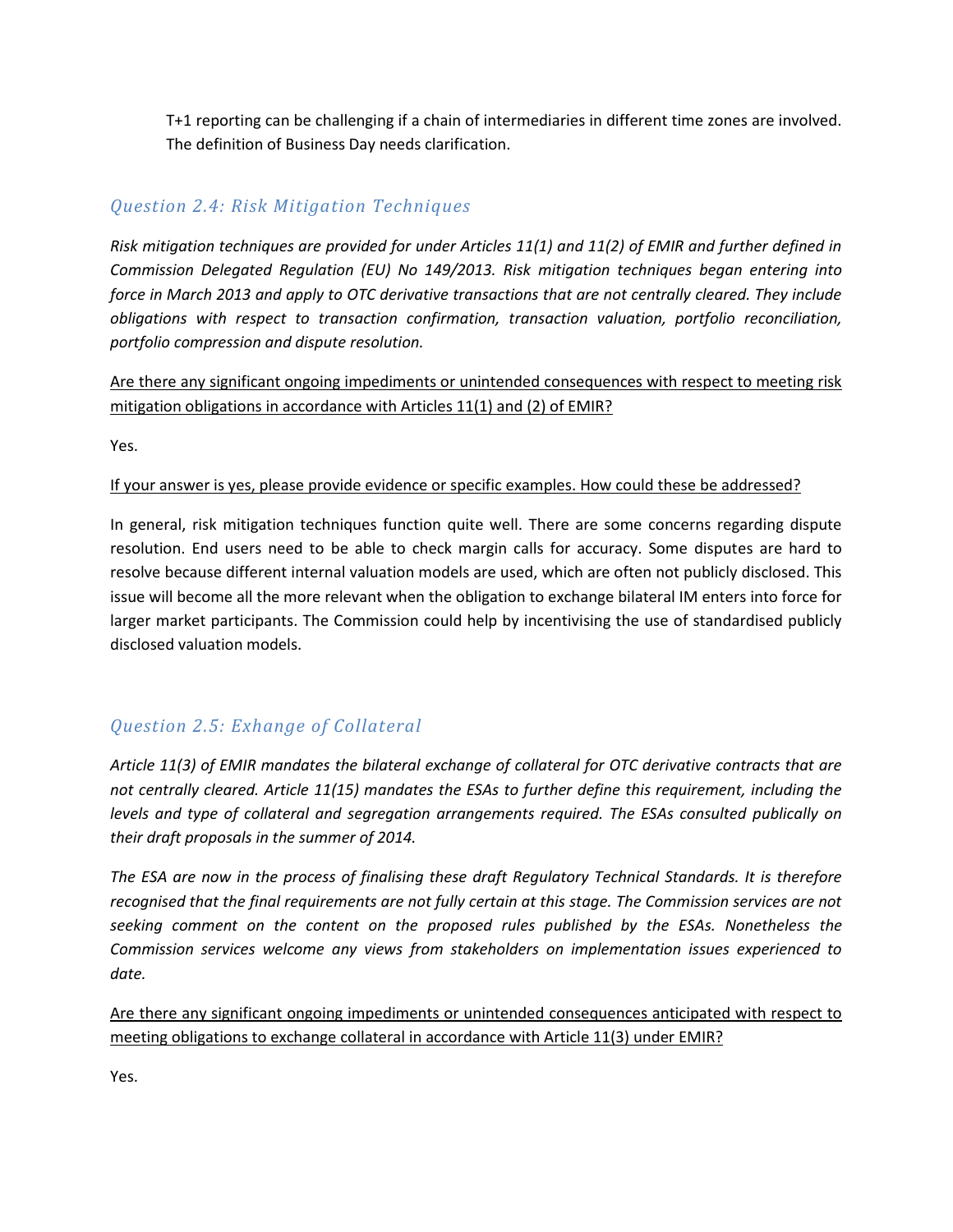T+1 reporting can be challenging if a chain of intermediaries in different time zones are involved. The definition of Business Day needs clarification.

### *Question 2.4: Risk Mitigation Techniques*

*Risk mitigation techniques are provided for under Articles 11(1) and 11(2) of EMIR and further defined in Commission Delegated Regulation (EU) No 149/2013. Risk mitigation techniques began entering into force in March 2013 and apply to OTC derivative transactions that are not centrally cleared. They include obligations with respect to transaction confirmation, transaction valuation, portfolio reconciliation, portfolio compression and dispute resolution.*

<u>Are there any significant ongoing impediments or unintended consequences with respect to meeting risk mitigation obligations in accordance with Articles 11(1) and (2) of EMIR?</u>

Yes.

<u>If your answer is yes, please provide evidence or specific examples. How could these be addressed?</u>

In general, risk mitigation techniques function quite well. There are some concerns regarding dispute resolution. End users need to be able to check margin calls for accuracy. Some disputes are hard to resolve because different internal valuation models are used, which are often not publicly disclosed. This issue will become all the more relevant when the obligation to exchange bilateral IM enters into force for larger market participants. The Commission could help by incentivising the use of standardised publicly disclosed valuation models.

### *Question 2.5: Exhange of Collateral*

*Article 11(3) of EMIR mandates the bilateral exchange of collateral for OTC derivative contracts that are not centrally cleared. Article 11(15) mandates the ESAs to further define this requirement, including the levels and type of collateral and segregation arrangements required. The ESAs consulted publically on their draft proposals in the summer of 2014.*

*The ESA are now in the process of finalising these draft Regulatory Technical Standards. It is therefore recognised that the final requirements are not fully certain at this stage. The Commission services are not seeking comment on the content on the proposed rules published by the ESAs. Nonetheless the Commission services welcome any views from stakeholders on implementation issues experienced to date.*

<u>Are there any significant ongoing impediments or unintended consequences anticipated with respect to meeting obligations to exchange collateral in accordance with Article 11(3) under EMIR?</u>

Yes.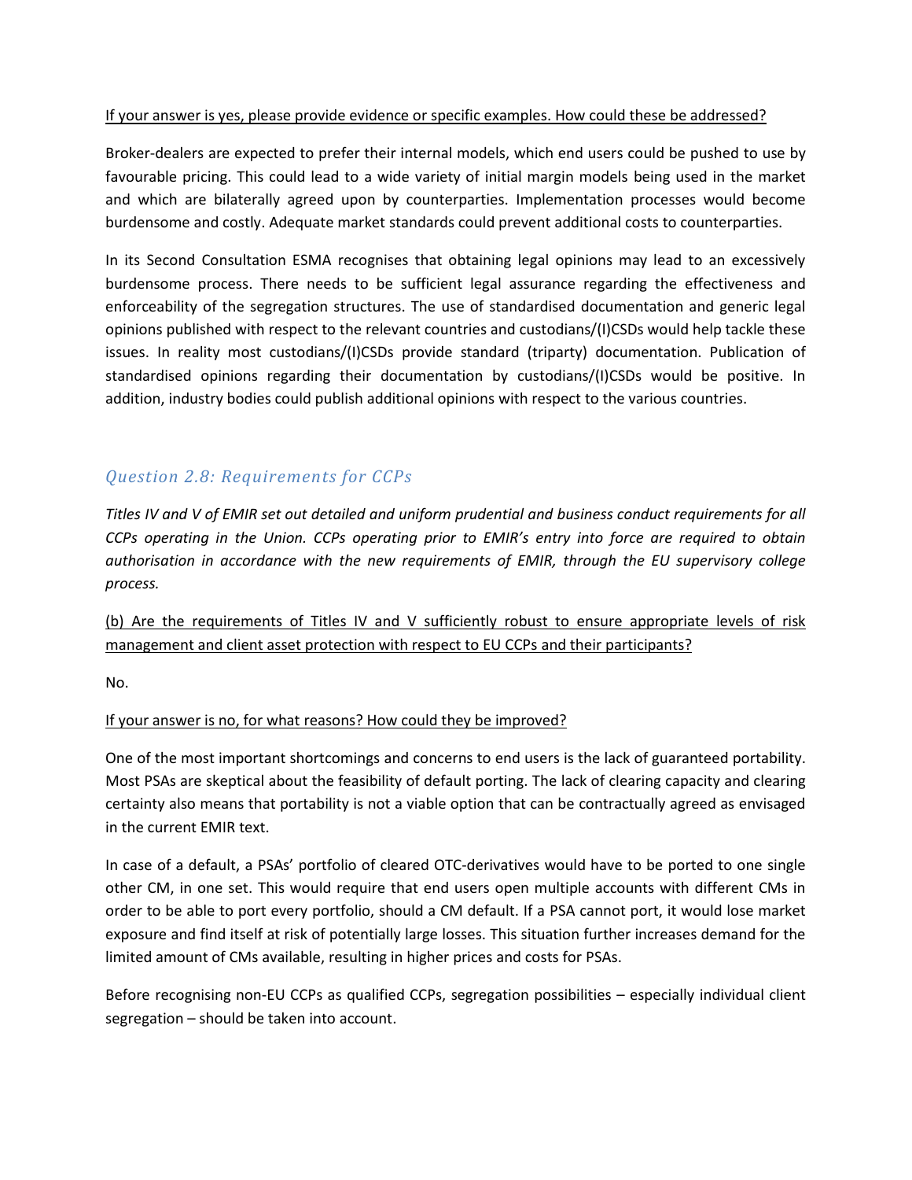If your answer is yes, please provide evidence or specific examples. How could these be addressed?

Broker-dealers are expected to prefer their internal models, which end users could be pushed to use by favourable pricing. This could lead to a wide variety of initial margin models being used in the market and which are bilaterally agreed upon by counterparties. Implementation processes would become burdensome and costly. Adequate market standards could prevent additional costs to counterparties.

In its Second Consultation ESMA recognises that obtaining legal opinions may lead to an excessively burdensome process. There needs to be sufficient legal assurance regarding the effectiveness and enforceability of the segregation structures. The use of standardised documentation and generic legal opinions published with respect to the relevant countries and custodians/(I)CSDs would help tackle these issues. In reality most custodians/(I)CSDs provide standard (triparty) documentation. Publication of standardised opinions regarding their documentation by custodians/(I)CSDs would be positive. In addition, industry bodies could publish additional opinions with respect to the various countries.

### *Question 2.8: Requirements for CCPs*

*Titles IV and V of EMIR set out detailed and uniform prudential and business conduct requirements for all CCPs operating in the Union. CCPs operating prior to EMIR's entry into force are required to obtain authorisation in accordance with the new requirements of EMIR, through the EU supervisory college process.*

(b) Are the requirements of Titles IV and V sufficiently robust to ensure appropriate levels of risk management and client asset protection with respect to EU CCPs and their participants?

No.

If your answer is no, for what reasons? How could they be improved?

One of the most important shortcomings and concerns to end users is the lack of guaranteed portability. Most PSAs are skeptical about the feasibility of default porting. The lack of clearing capacity and clearing certainty also means that portability is not a viable option that can be contractually agreed as envisaged in the current EMIR text.

In case of a default, a PSAs' portfolio of cleared OTC-derivatives would have to be ported to one single other CM, in one set. This would require that end users open multiple accounts with different CMs in order to be able to port every portfolio, should a CM default. If a PSA cannot port, it would lose market exposure and find itself at risk of potentially large losses. This situation further increases demand for the limited amount of CMs available, resulting in higher prices and costs for PSAs.

Before recognising non-EU CCPs as qualified CCPs, segregation possibilities – especially individual client segregation – should be taken into account.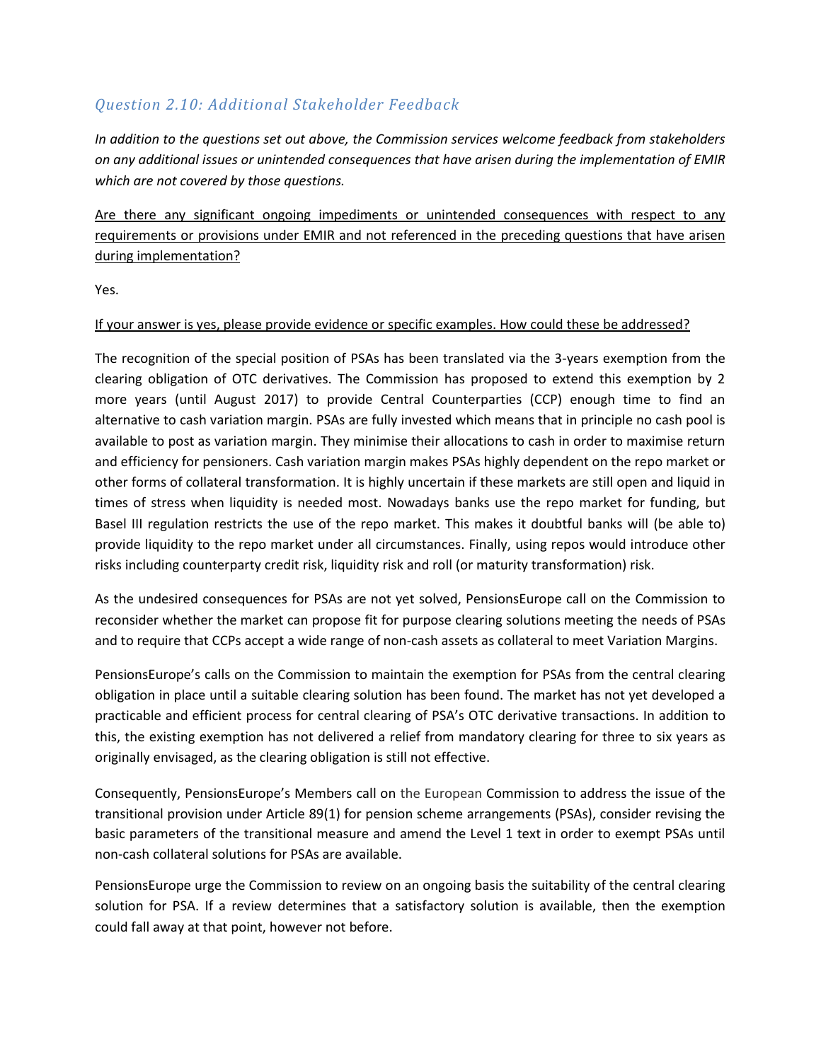### *Question 2.10: Additional Stakeholder Feedback*

*In addition to the questions set out above, the Commission services welcome feedback from stakeholders on any additional issues or unintended consequences that have arisen during the implementation of EMIR which are not covered by those questions.*

<u>Are there any significant ongoing impediments or unintended consequences with respect to any requirements or provisions under EMIR and not referenced in the preceding questions that have arisen during implementation?</u>

Yes.

<u>If your answer is yes, please provide evidence or specific examples. How could these be addressed?</u>

The recognition of the special position of PSAs has been translated via the 3-years exemption from the clearing obligation of OTC derivatives. The Commission has proposed to extend this exemption by 2 more years (until August 2017) to provide Central Counterparties (CCP) enough time to find an alternative to cash variation margin. PSAs are fully invested which means that in principle no cash pool is available to post as variation margin. They minimise their allocations to cash in order to maximise return and efficiency for pensioners. Cash variation margin makes PSAs highly dependent on the repo market or other forms of collateral transformation. It is highly uncertain if these markets are still open and liquid in times of stress when liquidity is needed most. Nowadays banks use the repo market for funding, but Basel III regulation restricts the use of the repo market. This makes it doubtful banks will (be able to) provide liquidity to the repo market under all circumstances. Finally, using repos would introduce other risks including counterparty credit risk, liquidity risk and roll (or maturity transformation) risk.

As the undesired consequences for PSAs are not yet solved, PensionsEurope call on the Commission to reconsider whether the market can propose fit for purpose clearing solutions meeting the needs of PSAs and to require that CCPs accept a wide range of non-cash assets as collateral to meet Variation Margins.

PensionsEurope's calls on the Commission to maintain the exemption for PSAs from the central clearing obligation in place until a suitable clearing solution has been found. The market has not yet developed a practicable and efficient process for central clearing of PSA's OTC derivative transactions. In addition to this, the existing exemption has not delivered a relief from mandatory clearing for three to six years as originally envisaged, as the clearing obligation is still not effective.

Consequently, PensionsEurope's Members call on the European Commission to address the issue of the transitional provision under Article 89(1) for pension scheme arrangements (PSAs), consider revising the basic parameters of the transitional measure and amend the Level 1 text in order to exempt PSAs until non-cash collateral solutions for PSAs are available.

PensionsEurope urge the Commission to review on an ongoing basis the suitability of the central clearing solution for PSA. If a review determines that a satisfactory solution is available, then the exemption could fall away at that point, however not before.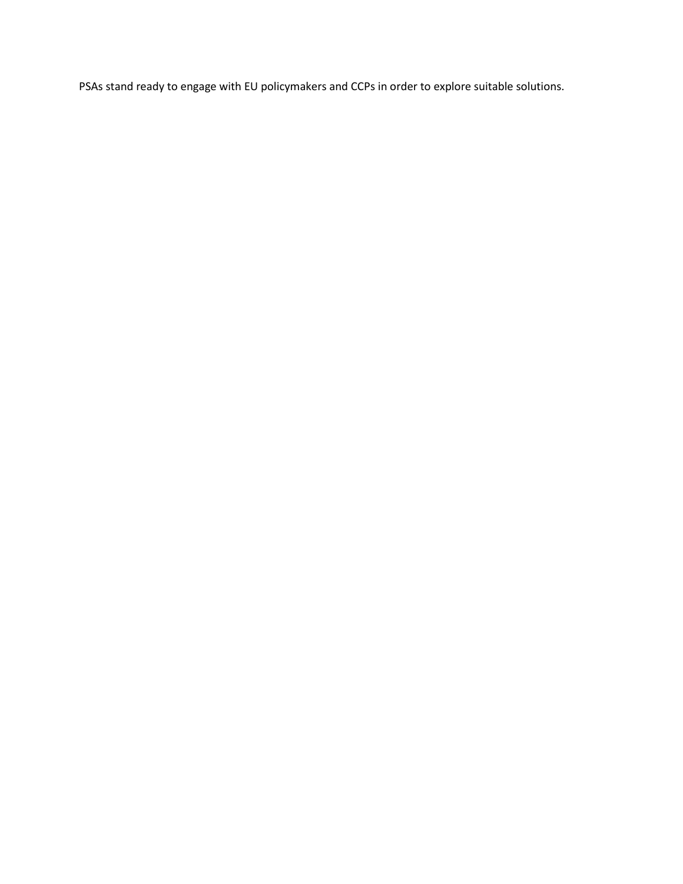PSAs stand ready to engage with EU policymakers and CCPs in order to explore suitable solutions.